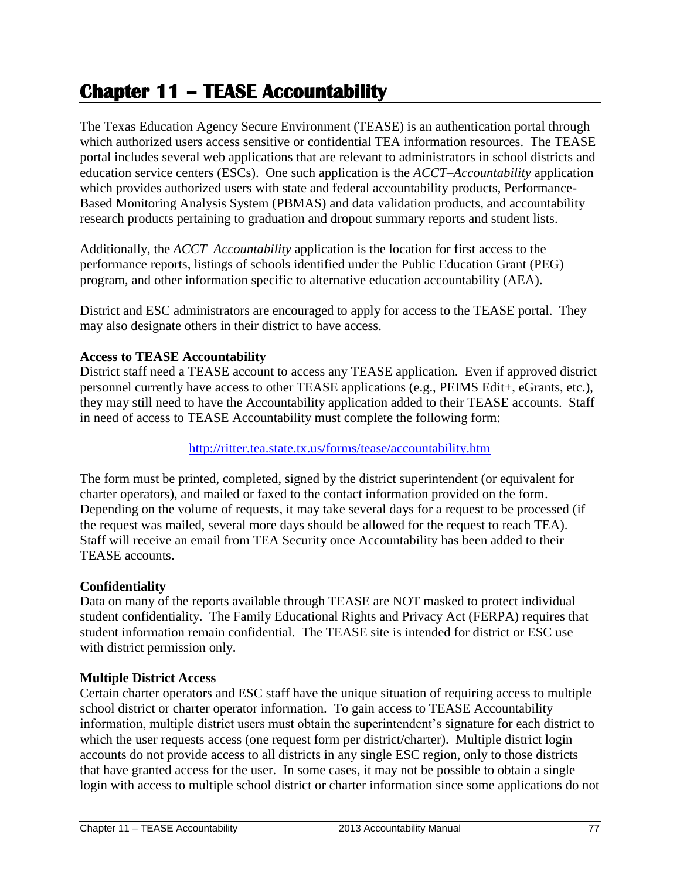# Chapter 11 – TEASE Accountability

The Texas Education Agency Secure Environment (TEASE) is an authentication portal through which authorized users access sensitive or confidential TEA information resources. The TEASE portal includes several web applications that are relevant to administrators in school districts and education service centers (ESCs). One such application is the *ACCT–Accountability* application which provides authorized users with state and federal accountability products, Performance-Based Monitoring Analysis System (PBMAS) and data validation products, and accountability research products pertaining to graduation and dropout summary reports and student lists.

Additionally, the *ACCT–Accountability* application is the location for first access to the performance reports, listings of schools identified under the Public Education Grant (PEG) program, and other information specific to alternative education accountability (AEA).

District and ESC administrators are encouraged to apply for access to the TEASE portal. They may also designate others in their district to have access.

**Access to TEASE Accountability**

District staff need a TEASE account to access any TEASE application. Even if approved district personnel currently have access to other TEASE applications (e.g., PEIMS Edit+, eGrants, etc.), they may still need to have the Accountability application added to their TEASE accounts. Staff in need of access to TEASE Accountability must complete the following form:

http://ritter.tea.state.tx.us/forms/tease/accountability.htm

The form must be printed, completed, signed by the district superintendent (or equivalent for charter operators), and mailed or faxed to the contact information provided on the form. Depending on the volume of requests, it may take several days for a request to be processed (if the request was mailed, several more days should be allowed for the request to reach TEA). Staff will receive an email from TEA Security once Accountability has been added to their TEASE accounts.

**Confidentiality**

Data on many of the reports available through TEASE are NOT masked to protect individual student confidentiality. The Family Educational Rights and Privacy Act (FERPA) requires that student information remain confidential. The TEASE site is intended for district or ESC use with district permission only.

**Multiple District Access**

Certain charter operators and ESC staff have the unique situation of requiring access to multiple school district or charter operator information. To gain access to TEASE Accountability information, multiple district users must obtain the superintendent's signature for each district to which the user requests access (one request form per district/charter). Multiple district login accounts do not provide access to all districts in any single ESC region, only to those districts that have granted access for the user. In some cases, it may not be possible to obtain a single login with access to multiple school district or charter information since some applications do not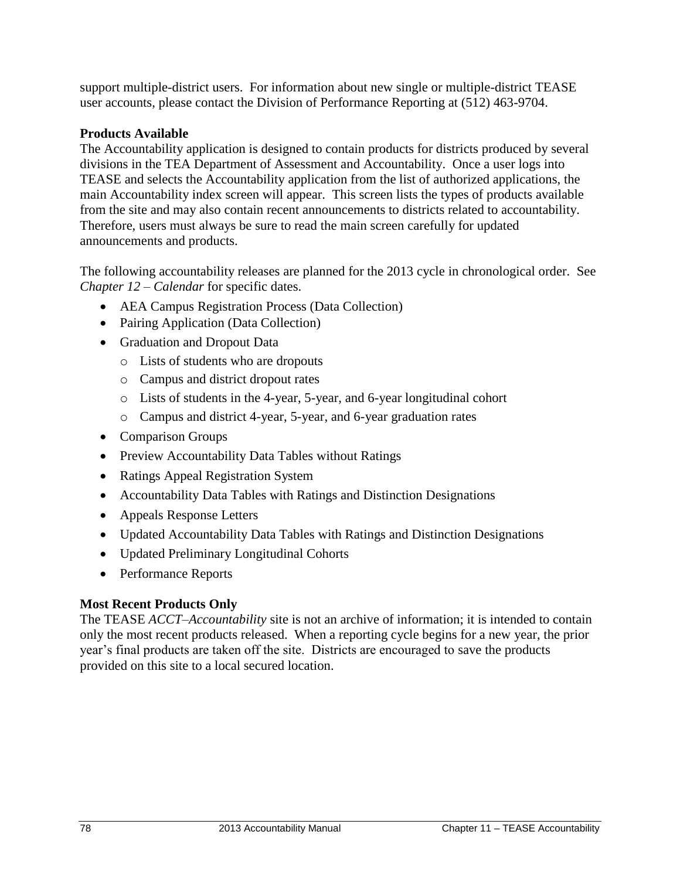support multiple-district users. For information about new single or multiple-district TEASE user accounts, please contact the Division of Performance Reporting at (512) 463-9704.

**Products Available**

The Accountability application is designed to contain products for districts produced by several divisions in the TEA Department of Assessment and Accountability. Once a user logs into TEASE and selects the Accountability application from the list of authorized applications, the main Accountability index screen will appear. This screen lists the types of products available from the site and may also contain recent announcements to districts related to accountability. Therefore, users must always be sure to read the main screen carefully for updated announcements and products.

The following accountability releases are planned for the 2013 cycle in chronological order. See *Chapter 12 – Calendar* for specific dates.

- AEA Campus Registration Process (Data Collection)
- Pairing Application (Data Collection)
- Graduation and Dropout Data
  - Lists of students who are dropouts
  - Campus and district dropout rates
  - Lists of students in the 4-year, 5-year, and 6-year longitudinal cohort
  - Campus and district 4-year, 5-year, and 6-year graduation rates
- Comparison Groups
- Preview Accountability Data Tables without Ratings
- Ratings Appeal Registration System
- Accountability Data Tables with Ratings and Distinction Designations
- Appeals Response Letters
- Updated Accountability Data Tables with Ratings and Distinction Designations
- Updated Preliminary Longitudinal Cohorts
- Performance Reports

**Most Recent Products Only**

The TEASE *ACCT–Accountability* site is not an archive of information; it is intended to contain only the most recent products released. When a reporting cycle begins for a new year, the prior year's final products are taken off the site. Districts are encouraged to save the products provided on this site to a local secured location.